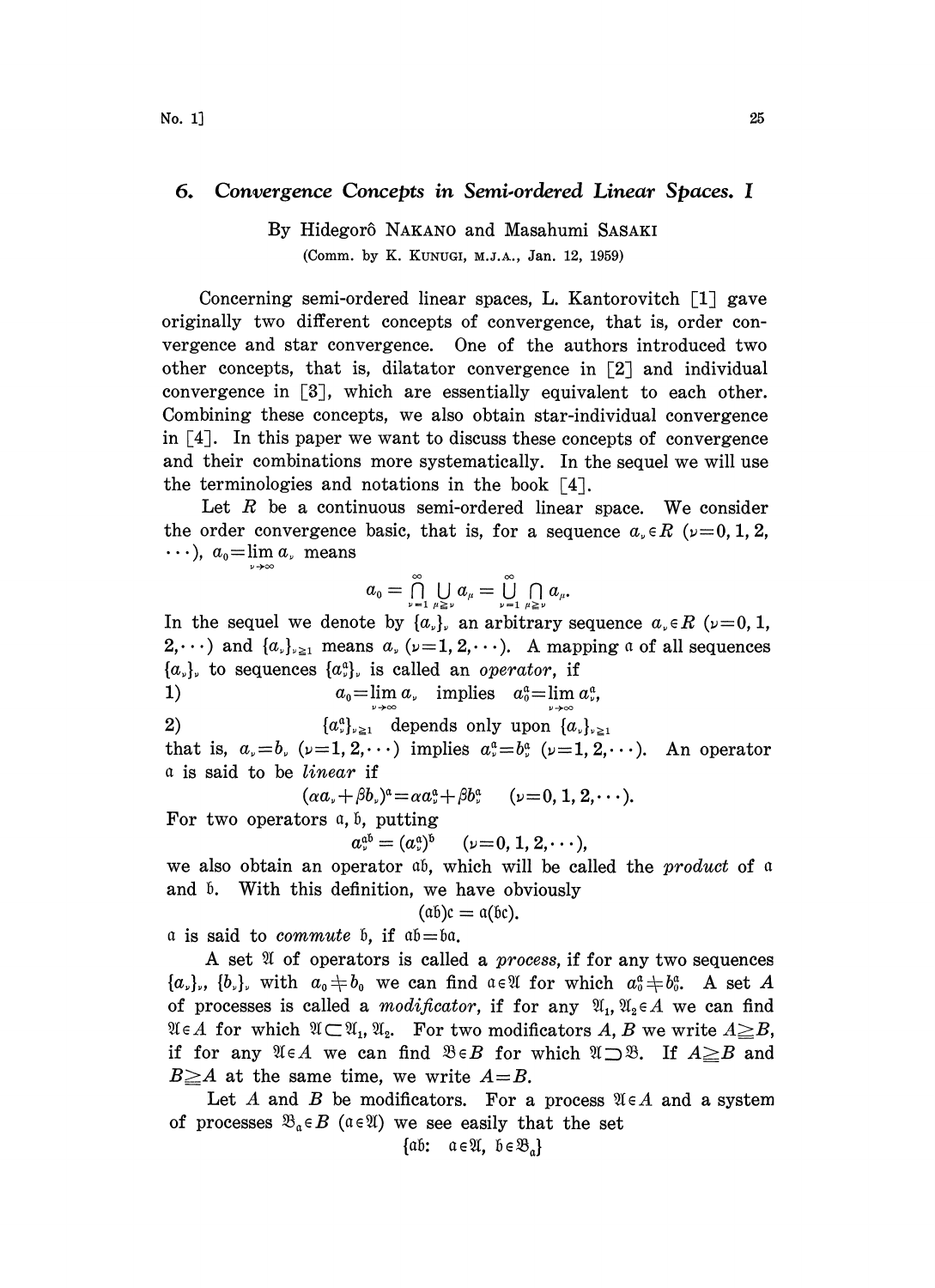# 6. Convergence Concepts in Semi-ordered Linear Spaces. I

By Hidegorô NAKANO and Masahumi SASAKI

(Comm. by K. KUNUGI, M.J.A., Jan. 12, 1959)

Concerning semi-ordered linear spaces, L. Kantorovitch [1] gave originally two different concepts of convergence, that is, order convergence and star convergence. One of the authors introduced two other concepts, that is, dilatator convergence in [2] and individual convergence in [3], which are essentially equivalent to each other. Combining these concepts, we also obtain star-individual convergence in [4]. In this paper we want to discuss these concepts of convergence and their combinations more systematically. In the sequel we will use the terminologies and notations in the book [4].

Let $R$ be a continuous semi-ordered linear space. We consider the order convergence basic, that is, for a sequence $a_\nu \in R$ ($\nu=0, 1, 2, \cdots$), $a_0 = \lim_{\nu\to\infty} a_\nu$ means

$$a_0 = \bigcap_{\nu=1}^{\infty} \bigcup_{\mu \geqq \nu} a_\mu = \bigcup_{\nu=1}^{\infty} \bigcap_{\mu \geqq \nu} a_\mu.$$

In the sequel we denote by $\{a_\nu\}_\nu$ an arbitrary sequence $a_\nu \in R$ ($\nu=0, 1, 2, \cdots$) and $\{a_\nu\}_{\nu\geqq 1}$ means $a_\nu$ ($\nu=1, 2, \cdots$). A mapping $\mathfrak{a}$ of all sequences $\{a_\nu\}_\nu$ to sequences $\{a_\nu^{\mathfrak{a}}\}_\nu$ is called an *operator*, if

1) $\qquad a_0 = \lim_{\nu\to\infty} a_\nu$ implies $a_0^{\mathfrak{a}} = \lim_{\nu\to\infty} a_\nu^{\mathfrak{a}}$,

2) $\qquad \{a_\nu^{\mathfrak{a}}\}_{\nu\geqq 1}$ depends only upon $\{a_\nu\}_{\nu\geqq 1}$

that is, $a_\nu = b_\nu$ ($\nu=1, 2, \cdots$) implies $a_\nu^{\mathfrak{a}} = b_\nu^{\mathfrak{a}}$ ($\nu=1, 2, \cdots$). An operator $\mathfrak{a}$ is said to be *linear* if

$$(\alpha a_\nu + \beta b_\nu)^{\mathfrak{a}} = \alpha a_\nu^{\mathfrak{a}} + \beta b_\nu^{\mathfrak{a}} \qquad (\nu=0, 1, 2, \cdots).$$

For two operators $\mathfrak{a}, \mathfrak{b}$, putting

$$a_\nu^{\mathfrak{a}\mathfrak{b}} = (a_\nu^{\mathfrak{a}})^{\mathfrak{b}} \qquad (\nu=0, 1, 2, \cdots),$$

we also obtain an operator $\mathfrak{a}\mathfrak{b}$, which will be called the *product* of $\mathfrak{a}$ and $\mathfrak{b}$. With this definition, we have obviously

$$(\mathfrak{a}\mathfrak{b})\mathfrak{c} = \mathfrak{a}(\mathfrak{b}\mathfrak{c}).$$

$\mathfrak{a}$ is said to *commute* $\mathfrak{b}$, if $\mathfrak{a}\mathfrak{b} = \mathfrak{b}\mathfrak{a}$.

A set $\mathfrak{A}$ of operators is called a *process*, if for any two sequences $\{a_\nu\}_\nu$, $\{b_\nu\}_\nu$ with $a_0 \neq b_0$ we can find $\mathfrak{a} \in \mathfrak{A}$ for which $a_0^{\mathfrak{a}} \neq b_0^{\mathfrak{a}}$. A set $A$ of processes is called a *modificator*, if for any $\mathfrak{A}_1, \mathfrak{A}_2 \in A$ we can find $\mathfrak{A} \in A$ for which $\mathfrak{A} \subset \mathfrak{A}_1, \mathfrak{A}_2$. For two modificators $A, B$ we write $A \geqq B$, if for any $\mathfrak{A} \in A$ we can find $\mathfrak{B} \in B$ for which $\mathfrak{A} \supset \mathfrak{B}$. If $A \geqq B$ and $B \geqq A$ at the same time, we write $A = B$.

Let $A$ and $B$ be modificators. For a process $\mathfrak{A} \in A$ and a system of processes $\mathfrak{B}_{\mathfrak{a}} \in B$ ($\mathfrak{a} \in \mathfrak{A}$) we see easily that the set

$$\{\mathfrak{a}\mathfrak{b}: \ \mathfrak{a} \in \mathfrak{A}, \ \mathfrak{b} \in \mathfrak{B}_{\mathfrak{a}}\}$$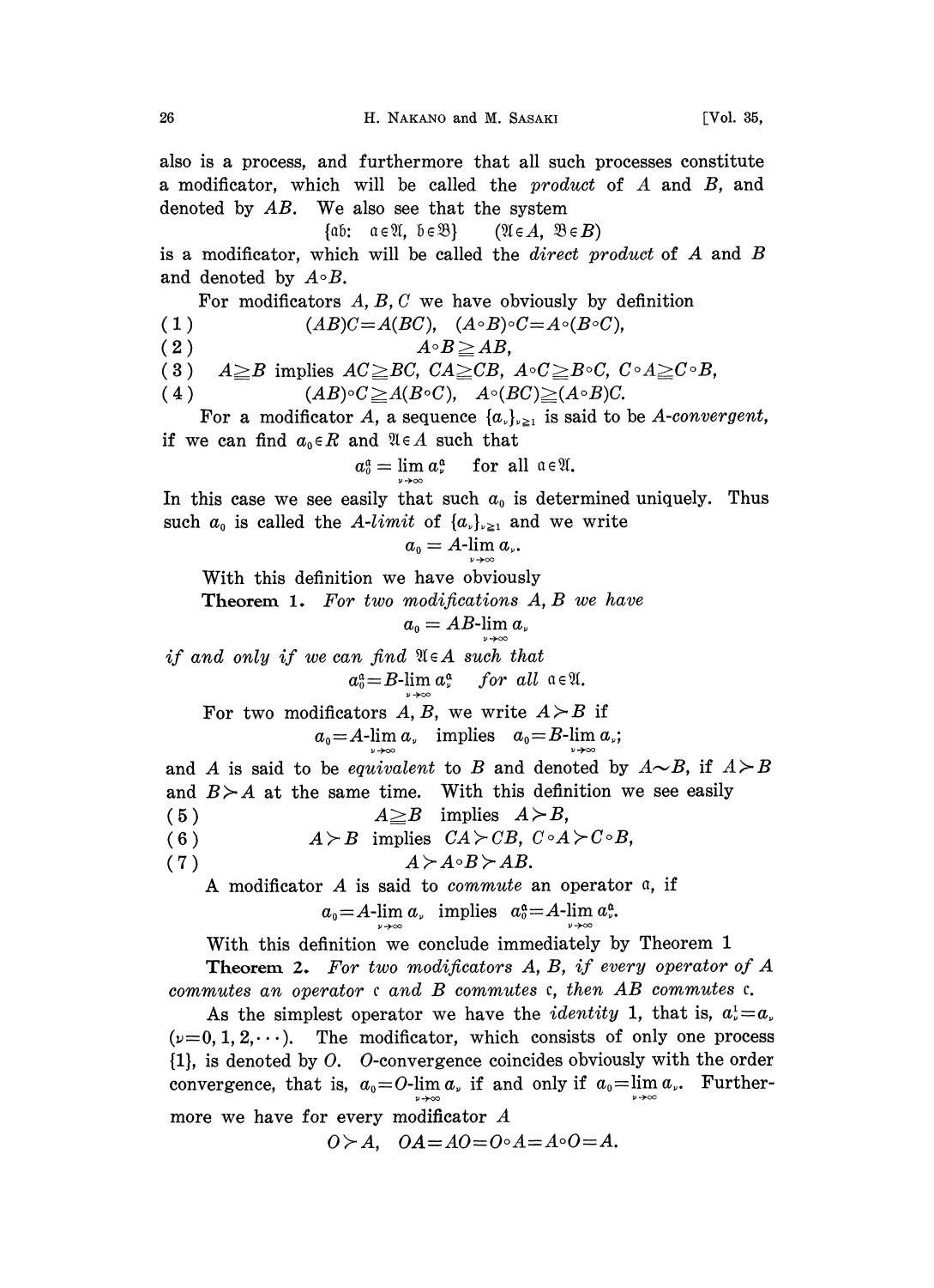also is a process, and furthermore that all such processes constitute a modificator, which will be called the *product* of $A$ and $B$, and denoted by $AB$. We also see that the system

$$\{\mathfrak{a}\mathfrak{b}: \ \mathfrak{a} \in \mathfrak{A}, \ \mathfrak{b} \in \mathfrak{B}\} \qquad (\mathfrak{A} \in A, \ \mathfrak{B} \in B)$$

is a modificator, which will be called the *direct product* of $A$ and $B$ and denoted by $A \circ B$.

For modificators $A, B, C$ we have obviously by definition

$$(1) \qquad (AB)C = A(BC), \quad (A \circ B) \circ C = A \circ (B \circ C),$$

$$(2) \qquad A \circ B \geqq AB,$$

$$(3) \quad A \geqq B \text{ implies } AC \geqq BC, \ CA \geqq CB, \ A \circ C \geqq B \circ C, \ C \circ A \geqq C \circ B,$$

$$(4) \qquad (AB) \circ C \geqq A(B \circ C), \quad A \circ (BC) \geqq (A \circ B)C.$$

For a modificator $A$, a sequence $\{a_\nu\}_{\nu \geqq 1}$ is said to be *A-convergent*, if we can find $a_0 \in R$ and $\mathfrak{A} \in A$ such that

$$a_0^{\mathfrak{a}} = \lim_{\nu \to \infty} a_\nu^{\mathfrak{a}} \quad \text{for all } \mathfrak{a} \in \mathfrak{A}.$$

In this case we see easily that such $a_0$ is determined uniquely. Thus such $a_0$ is called the *A-limit* of $\{a_\nu\}_{\nu \geqq 1}$ and we write

$$a_0 = A\text{-}\lim_{\nu \to \infty} a_\nu.$$

With this definition we have obviously

**Theorem 1.** *For two modifications $A, B$ we have*

$$a_0 = AB\text{-}\lim_{\nu \to \infty} a_\nu$$

*if and only if we can find $\mathfrak{A} \in A$ such that*

$$a_0^{\mathfrak{a}} = B\text{-}\lim_{\nu \to \infty} a_\nu^{\mathfrak{a}} \quad \textit{for all } \mathfrak{a} \in \mathfrak{A}.$$

For two modificators $A, B$, we write $A \succ B$ if

$$a_0 = A\text{-}\lim_{\nu \to \infty} a_\nu \quad \text{implies} \quad a_0 = B\text{-}\lim_{\nu \to \infty} a_\nu;$$

and $A$ is said to be *equivalent* to $B$ and denoted by $A \sim B$, if $A \succ B$ and $B \succ A$ at the same time. With this definition we see easily

$$(5) \qquad A \geqq B \quad \text{implies} \quad A \succ B,$$

$$(6) \qquad A \succ B \quad \text{implies} \quad CA \succ CB, \ C \circ A \succ C \circ B,$$

$$(7) \qquad A \succ A \circ B \succ AB.$$

A modificator $A$ is said to *commute* an operator $\mathfrak{a}$, if

$$a_0 = A\text{-}\lim_{\nu \to \infty} a_\nu \quad \text{implies} \quad a_0^{\mathfrak{a}} = A\text{-}\lim_{\nu \to \infty} a_\nu^{\mathfrak{a}}.$$

With this definition we conclude immediately by Theorem 1

**Theorem 2.** *For two modificators $A, B$, if every operator of $A$ commutes an operator $\mathfrak{c}$ and $B$ commutes $\mathfrak{c}$, then $AB$ commutes $\mathfrak{c}$.*

As the simplest operator we have the *identity* 1, that is, $a_\nu^1 = a_\nu$ $(\nu = 0, 1, 2, \cdots)$. The modificator, which consists of only one process $\{1\}$, is denoted by $O$. $O$-convergence coincides obviously with the order convergence, that is, $a_0 = O\text{-}\lim_{\nu \to \infty} a_\nu$ if and only if $a_0 = \lim_{\nu \to \infty} a_\nu$. Furthermore we have for every modificator $A$

$$O \succ A, \quad OA = AO = O \circ A = A \circ O = A.$$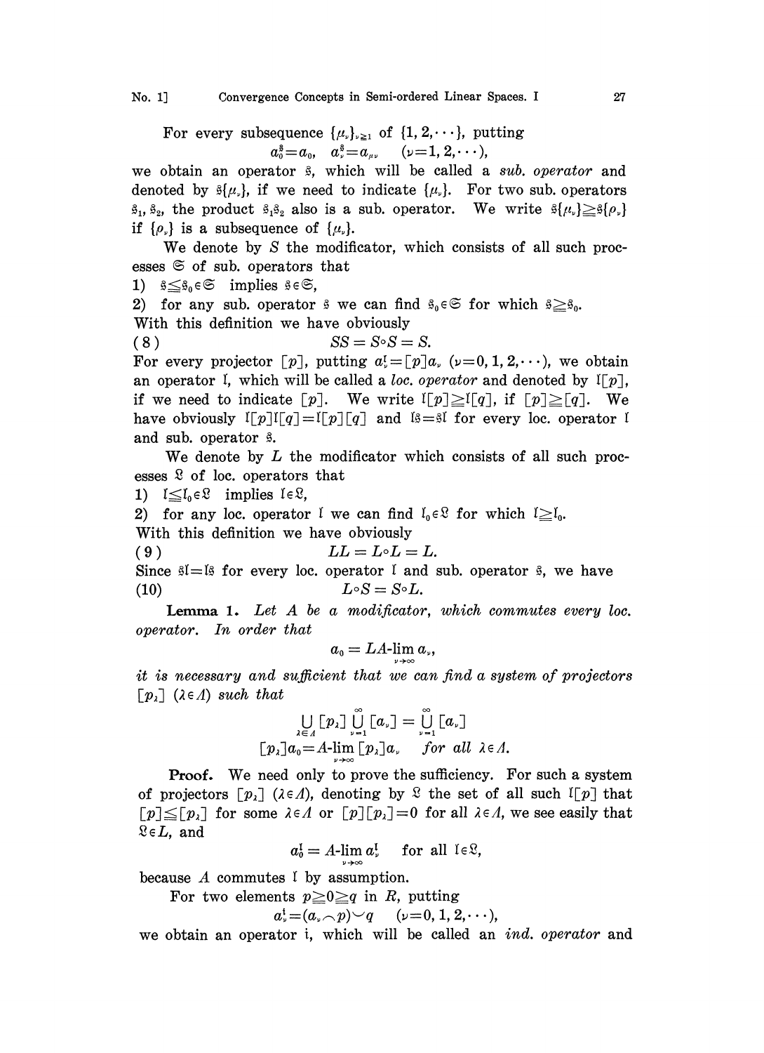For every subsequence $\{\mu_\nu\}_{\nu \geqq 1}$ of $\{1, 2, \cdots\}$, putting

$$a_0^{\mathfrak{s}} = a_0, \quad a_\nu^{\mathfrak{s}} = a_{\mu_\nu} \quad (\nu = 1, 2, \cdots),$$

we obtain an operator $\mathfrak{s}$, which will be called a *sub. operator* and denoted by $\mathfrak{s}\{\mu_\nu\}$, if we need to indicate $\{\mu_\nu\}$. For two sub. operators $\mathfrak{s}_1, \mathfrak{s}_2$, the product $\mathfrak{s}_1\mathfrak{s}_2$ also is a sub. operator. We write $\mathfrak{s}\{\mu_\nu\} \geqq \mathfrak{s}\{\rho_\nu\}$ if $\{\rho_\nu\}$ is a subsequence of $\{\mu_\nu\}$.

We denote by $S$ the modificator, which consists of all such processes $\mathfrak{S}$ of sub. operators that

1) $\mathfrak{s} \leqq \mathfrak{s}_0 \in \mathfrak{S}$ implies $\mathfrak{s} \in \mathfrak{S}$,

2) for any sub. operator $\mathfrak{s}$ we can find $\mathfrak{s}_0 \in \mathfrak{S}$ for which $\mathfrak{s} \geqq \mathfrak{s}_0$.

With this definition we have obviously

$$(8) \qquad SS = S \circ S = S.$$

For every projector $[p]$, putting $a_\nu^{\mathfrak{l}} = [p]a_\nu$ $(\nu = 0, 1, 2, \cdots)$, we obtain an operator $\mathfrak{l}$, which will be called a *loc. operator* and denoted by $\mathfrak{l}[p]$, if we need to indicate $[p]$. We write $\mathfrak{l}[p] \geqq \mathfrak{l}[q]$, if $[p] \geqq [q]$. We have obviously $\mathfrak{l}[p]\mathfrak{l}[q] = \mathfrak{l}[p][q]$ and $\mathfrak{l}\mathfrak{s} = \mathfrak{s}\mathfrak{l}$ for every loc. operator $\mathfrak{l}$ and sub. operator $\mathfrak{s}$.

We denote by $L$ the modificator which consists of all such processes $\mathfrak{L}$ of loc. operators that

1) $\mathfrak{l} \leqq \mathfrak{l}_0 \in \mathfrak{L}$ implies $\mathfrak{l} \in \mathfrak{L}$,

2) for any loc. operator $\mathfrak{l}$ we can find $\mathfrak{l}_0 \in \mathfrak{L}$ for which $\mathfrak{l} \geqq \mathfrak{l}_0$.

With this definition we have obviously

$$(9) \qquad LL = L \circ L = L.$$

Since $\mathfrak{s}\mathfrak{l} = \mathfrak{l}\mathfrak{s}$ for every loc. operator $\mathfrak{l}$ and sub. operator $\mathfrak{s}$, we have

$$(10) \qquad L \circ S = S \circ L.$$

**Lemma 1.** *Let $A$ be a modificator, which commutes every loc. operator. In order that*

$$a_0 = LA\text{-}\lim_{\nu \to \infty} a_\nu,$$

*it is necessary and sufficient that we can find a system of projectors $[p_\lambda]$ $(\lambda \in \Lambda)$ such that*

$$\bigcup_{\lambda \in \Lambda} [p_\lambda] \bigcup_{\nu=1}^{\infty} [a_\nu] = \bigcup_{\nu=1}^{\infty} [a_\nu]$$

$$[p_\lambda]a_0 = A\text{-}\lim_{\nu \to \infty} [p_\lambda]a_\nu \quad \textit{for all } \lambda \in \Lambda.$$

**Proof.** We need only to prove the sufficiency. For such a system of projectors $[p_\lambda]$ $(\lambda \in \Lambda)$, denoting by $\mathfrak{L}$ the set of all such $\mathfrak{l}[p]$ that $[p] \leqq [p_\lambda]$ for some $\lambda \in \Lambda$ or $[p][p_\lambda] = 0$ for all $\lambda \in \Lambda$, we see easily that $\mathfrak{L} \in L$, and

$$a_0^{\mathfrak{l}} = A\text{-}\lim_{\nu \to \infty} a_\nu^{\mathfrak{l}} \quad \text{for all } \mathfrak{l} \in \mathfrak{L},$$

because $A$ commutes $\mathfrak{l}$ by assumption.

For two elements $p \geqq 0 \geqq q$ in $R$, putting

$$a_\nu^{\mathfrak{i}} = (a_\nu \frown p) \smile q \quad (\nu = 0, 1, 2, \cdots),$$

we obtain an operator $\mathfrak{i}$, which will be called an *ind. operator* and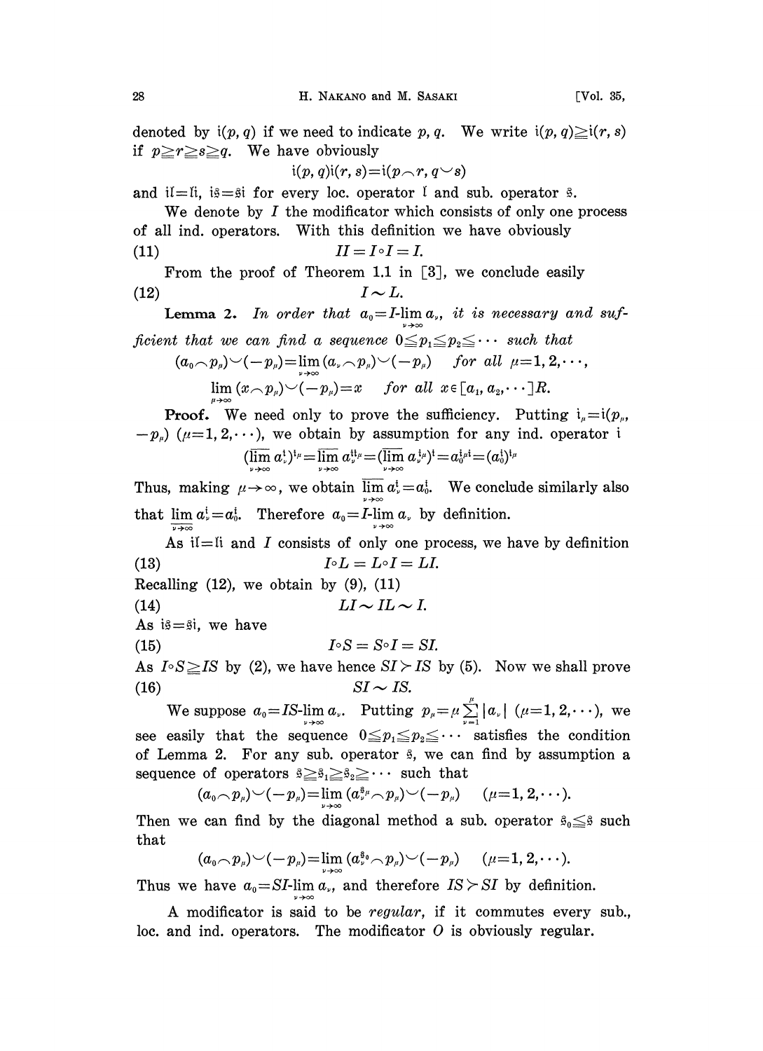denoted by $\mathfrak{i}(p, q)$ if we need to indicate $p, q$. We write $\mathfrak{i}(p, q) \geqq \mathfrak{i}(r, s)$ if $p \geqq r \geqq s \geqq q$. We have obviously

$$\mathfrak{i}(p, q)\mathfrak{i}(r, s) = \mathfrak{i}(p \frown r, q \smile s)$$

and $\mathfrak{i}\mathfrak{l} = \mathfrak{l}\mathfrak{i}$, $\mathfrak{i}\mathfrak{s} = \mathfrak{s}\mathfrak{i}$ for every loc. operator $\mathfrak{l}$ and sub. operator $\mathfrak{s}$.

We denote by $I$ the modificator which consists of only one process of all ind. operators. With this definition we have obviously

$$II = I \circ I = I. \tag{11}$$

From the proof of Theorem 1.1 in [3], we conclude easily

$$I \sim L. \tag{12}$$

**Lemma 2.** *In order that $a_0 = I\text{-}\lim_{\nu\to\infty} a_\nu$, it is necessary and sufficient that we can find a sequence $0 \leqq p_1 \leqq p_2 \leqq \cdots$ such that*

$$(a_0 \frown p_\mu) \smile (-p_\mu) = \lim_{\nu\to\infty} (a_\nu \frown p_\mu) \smile (-p_\mu) \quad \text{for all } \mu = 1, 2, \cdots,$$

$$\lim_{\mu\to\infty} (x \frown p_\mu) \smile (-p_\mu) = x \quad \text{for all } x \in [a_1, a_2, \cdots]R.$$

**Proof.** We need only to prove the sufficiency. Putting $\mathfrak{i}_\mu = \mathfrak{i}(p_\mu, -p_\mu)$ $(\mu = 1, 2, \cdots)$, we obtain by assumption for any ind. operator $\mathfrak{i}$

$$(\overline{\lim_{\nu\to\infty}}\, a_\nu^{\mathfrak{i}})^{\mathfrak{i}_\mu} = \overline{\lim_{\nu\to\infty}}\, a_\nu^{\mathfrak{i}\mathfrak{i}_\mu} = (\overline{\lim_{\nu\to\infty}}\, a_\nu^{\mathfrak{i}_\mu})^{\mathfrak{i}} = a_0^{\mathfrak{i}_\mu\mathfrak{i}} = (a_0^{\mathfrak{i}})^{\mathfrak{i}_\mu}$$

Thus, making $\mu \to \infty$, we obtain $\overline{\lim_{\nu\to\infty}}\, a_\nu^{\mathfrak{i}} = a_0^{\mathfrak{i}}$. We conclude similarly also that $\underline{\lim_{\nu\to\infty}}\, a_\nu^{\mathfrak{i}} = a_0^{\mathfrak{i}}$. Therefore $a_0 = I\text{-}\lim_{\nu\to\infty} a_\nu$ by definition.

As $\mathfrak{i}\mathfrak{l} = \mathfrak{l}\mathfrak{i}$ and $I$ consists of only one process, we have by definition

$$I \circ L = L \circ I = LI. \tag{13}$$

Recalling (12), we obtain by (9), (11)

$$LI \sim IL \sim I. \tag{14}$$

As $\mathfrak{i}\mathfrak{s} = \mathfrak{s}\mathfrak{i}$, we have

$$I \circ S = S \circ I = SI. \tag{15}$$

As $I \circ S \geqq IS$ by (2), we have hence $SI \succ IS$ by (5). Now we shall prove

$$SI \sim IS. \tag{16}$$

We suppose $a_0 = IS\text{-}\lim_{\nu\to\infty} a_\nu$. Putting $p_\mu = \mu \sum_{\nu=1}^{\mu} |a_\nu|$ $(\mu = 1, 2, \cdots)$, we see easily that the sequence $0 \leqq p_1 \leqq p_2 \leqq \cdots$ satisfies the condition of Lemma 2. For any sub. operator $\mathfrak{s}$, we can find by assumption a sequence of operators $\mathfrak{s} \geqq \mathfrak{s}_1 \geqq \mathfrak{s}_2 \geqq \cdots$ such that

$$(a_0 \frown p_\mu) \smile (-p_\mu) = \lim_{\nu\to\infty} (a_\nu^{\mathfrak{s}_\mu} \frown p_\mu) \smile (-p_\mu) \quad (\mu = 1, 2, \cdots).$$

Then we can find by the diagonal method a sub. operator $\mathfrak{s}_0 \leqq \mathfrak{s}$ such that

$$(a_0 \frown p_\mu) \smile (-p_\mu) = \lim_{\nu\to\infty} (a_\nu^{\mathfrak{s}_0} \frown p_\mu) \smile (-p_\mu) \quad (\mu = 1, 2, \cdots).$$

Thus we have $a_0 = SI\text{-}\lim_{\nu\to\infty} a_\nu$, and therefore $IS \succ SI$ by definition.

A modificator is said to be *regular*, if it commutes every sub., loc. and ind. operators. The modificator $O$ is obviously regular.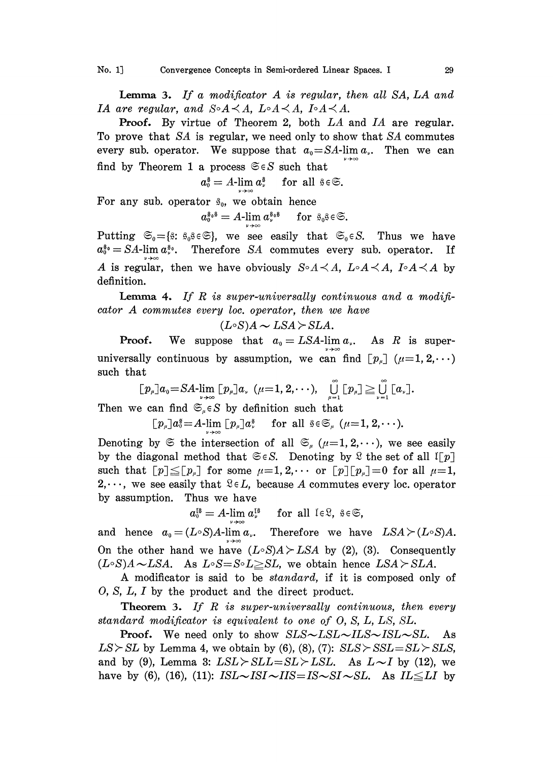**Lemma 3.** *If a modificator $A$ is regular, then all $SA$, $LA$ and $IA$ are regular, and $S\circ A \prec A$, $L\circ A \prec A$, $I\circ A \prec A$.*

**Proof.** By virtue of Theorem 2, both $LA$ and $IA$ are regular. To prove that $SA$ is regular, we need only to show that $SA$ commutes every sub. operator. We suppose that $a_0 = SA\text{-}\lim_{\nu\to\infty} a_\nu$. Then we can find by Theorem 1 a process $\mathfrak{S} \in S$ such that

$$a_0^{\mathfrak{s}} = A\text{-}\lim_{\nu\to\infty} a_\nu^{\mathfrak{s}} \quad \text{for all } \mathfrak{s} \in \mathfrak{S}.$$

For any sub. operator $\mathfrak{s}_0$, we obtain hence

$$a_0^{\mathfrak{s}_0\mathfrak{s}} = A\text{-}\lim_{\nu\to\infty} a_\nu^{\mathfrak{s}_0\mathfrak{s}} \quad \text{for } \mathfrak{s}_0\mathfrak{s} \in \mathfrak{S}.$$

Putting $\mathfrak{S}_0 = \{\mathfrak{s}\colon \mathfrak{s}_0\mathfrak{s} \in \mathfrak{S}\}$, we see easily that $\mathfrak{S}_0 \in S$. Thus we have $a_0^{\mathfrak{s}_0} = SA\text{-}\lim_{\nu\to\infty} a_\nu^{\mathfrak{s}_0}$. Therefore $SA$ commutes every sub. operator. If $A$ is regular, then we have obviously $S\circ A \prec A$, $L\circ A \prec A$, $I\circ A \prec A$ by definition.

**Lemma 4.** *If $R$ is super-universally continuous and a modificator $A$ commutes every loc. operator, then we have*

$$(L\circ S)A \sim LSA \succ SLA.$$

**Proof.** We suppose that $a_0 = LSA\text{-}\lim_{\nu\to\infty} a_\nu$. As $R$ is super-universally continuous by assumption, we can find $[p_\mu]$ $(\mu=1,2,\cdots)$ such that

$$[p_\mu]a_0 = SA\text{-}\lim_{\nu\to\infty} [p_\mu]a_\nu \ (\mu=1,2,\cdots), \quad \bigcup_{\mu=1}^{\infty} [p_\mu] \geqq \bigcup_{\nu=1}^{\infty} [a_\nu].$$

Then we can find $\mathfrak{S}_\mu \in S$ by definition such that

$$[p_\mu]a_0^{\mathfrak{s}} = A\text{-}\lim_{\nu\to\infty} [p_\mu]a_\nu^{\mathfrak{s}} \quad \text{for all } \mathfrak{s} \in \mathfrak{S}_\mu \ (\mu=1,2,\cdots).$$

Denoting by $\mathfrak{S}$ the intersection of all $\mathfrak{S}_\mu$ $(\mu=1,2,\cdots)$, we see easily by the diagonal method that $\mathfrak{S} \in S$. Denoting by $\mathfrak{L}$ the set of all $\mathfrak{l}[p]$ such that $[p] \leqq [p_\mu]$ for some $\mu=1,2,\cdots$ or $[p][p_\mu]=0$ for all $\mu=1,2,\cdots$, we see easily that $\mathfrak{L} \in L$, because $A$ commutes every loc. operator by assumption. Thus we have

$$a_0^{\mathfrak{l}\mathfrak{s}} = A\text{-}\lim_{\nu\to\infty} a_\nu^{\mathfrak{l}\mathfrak{s}} \quad \text{for all } \mathfrak{l} \in \mathfrak{L},\ \mathfrak{s} \in \mathfrak{S},$$

and hence $a_0 = (L\circ S)A\text{-}\lim_{\nu\to\infty} a_\nu$. Therefore we have $LSA \succ (L\circ S)A$. On the other hand we have $(L\circ S)A \succ LSA$ by (2), (3). Consequently $(L\circ S)A \sim LSA$. As $L\circ S = S\circ L \geqq SL$, we obtain hence $LSA \succ SLA$.

A modificator is said to be *standard*, if it is composed only of $O$, $S$, $L$, $I$ by the product and the direct product.

**Theorem 3.** *If $R$ is super-universally continuous, then every standard modificator is equivalent to one of $O$, $S$, $L$, $LS$, $SL$.*

**Proof.** We need only to show $SLS \sim LSL \sim ILS \sim ISL \sim SL$. As $LS \succ SL$ by Lemma 4, we obtain by (6), (8), (7): $SLS \succ SSL = SL \succ SLS$, and by (9), Lemma 3: $LSL \succ SLL = SL \succ LSL$. As $L \sim I$ by (12), we have by (6), (16), (11): $ISL \sim ISI \sim IIS = IS \sim SI \sim SL$. As $IL \leqq LI$ by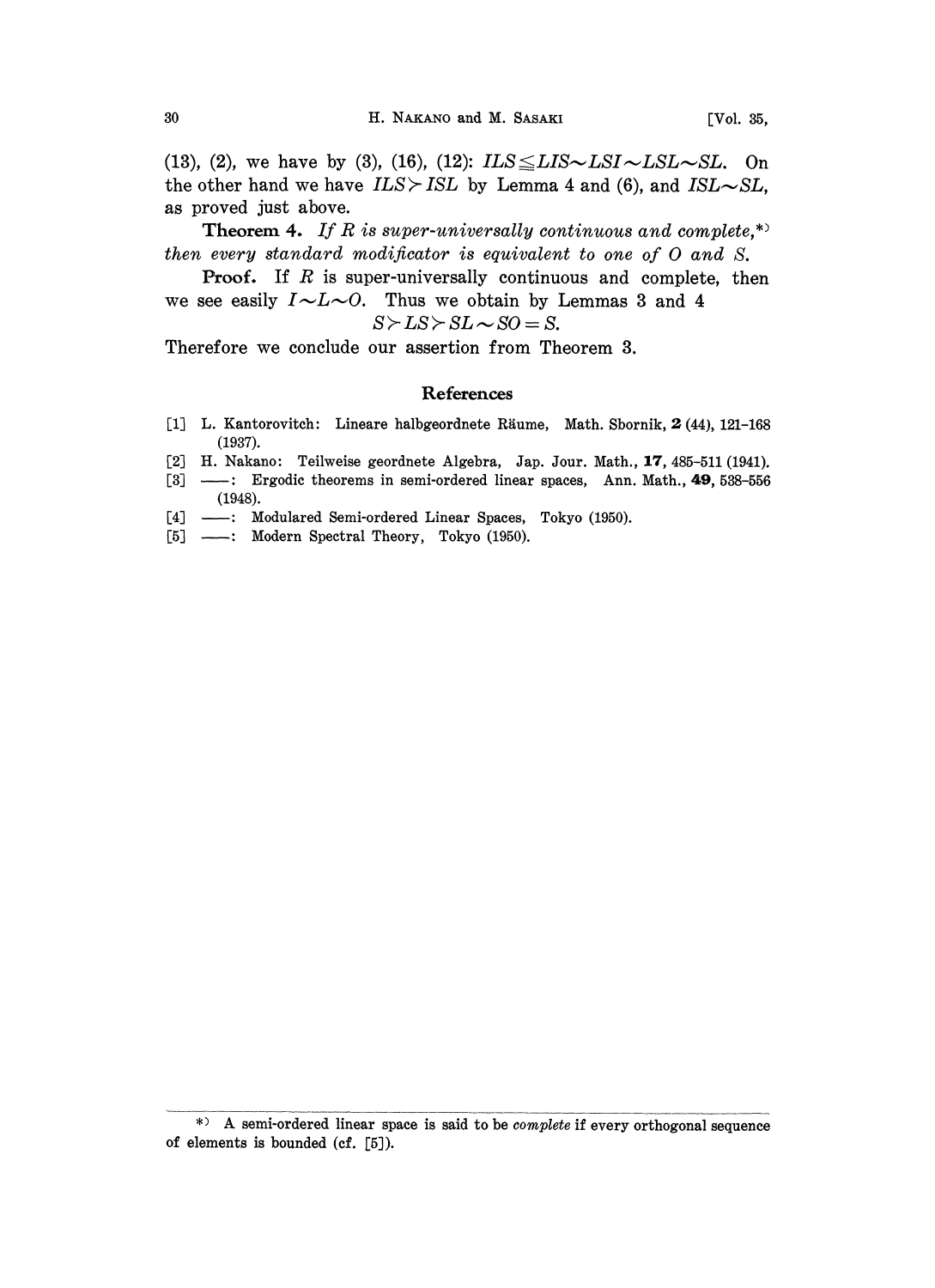(13), (2), we have by (3), (16), (12): $ILS \leqq LIS \sim LSI \sim LSL \sim SL$. On the other hand we have $ILS \succ ISL$ by Lemma 4 and (6), and $ISL \sim SL$, as proved just above.

**Theorem 4.** *If $R$ is super-universally continuous and complete,*[*] *then every standard modificator is equivalent to one of $O$ and $S$.*

**Proof.** If $R$ is super-universally continuous and complete, then we see easily $I \sim L \sim O$. Thus we obtain by Lemmas 3 and 4

$$S \succ LS \succ SL \sim SO = S.$$

Therefore we conclude our assertion from Theorem 3.

## References

[1] L. Kantorovitch: Lineare halbgeordnete Räume, Math. Sbornik, **2** (44), 121–168 (1937).

[2] H. Nakano: Teilweise geordnete Algebra, Jap. Jour. Math., **17**, 485–511 (1941).

[3] ——: Ergodic theorems in semi-ordered linear spaces, Ann. Math., **49**, 538–556 (1948).

[4] ——: Modulared Semi-ordered Linear Spaces, Tokyo (1950).

[5] ——: Modern Spectral Theory, Tokyo (1950).

---

[*] A semi-ordered linear space is said to be *complete* if every orthogonal sequence of elements is bounded (cf. [5]).